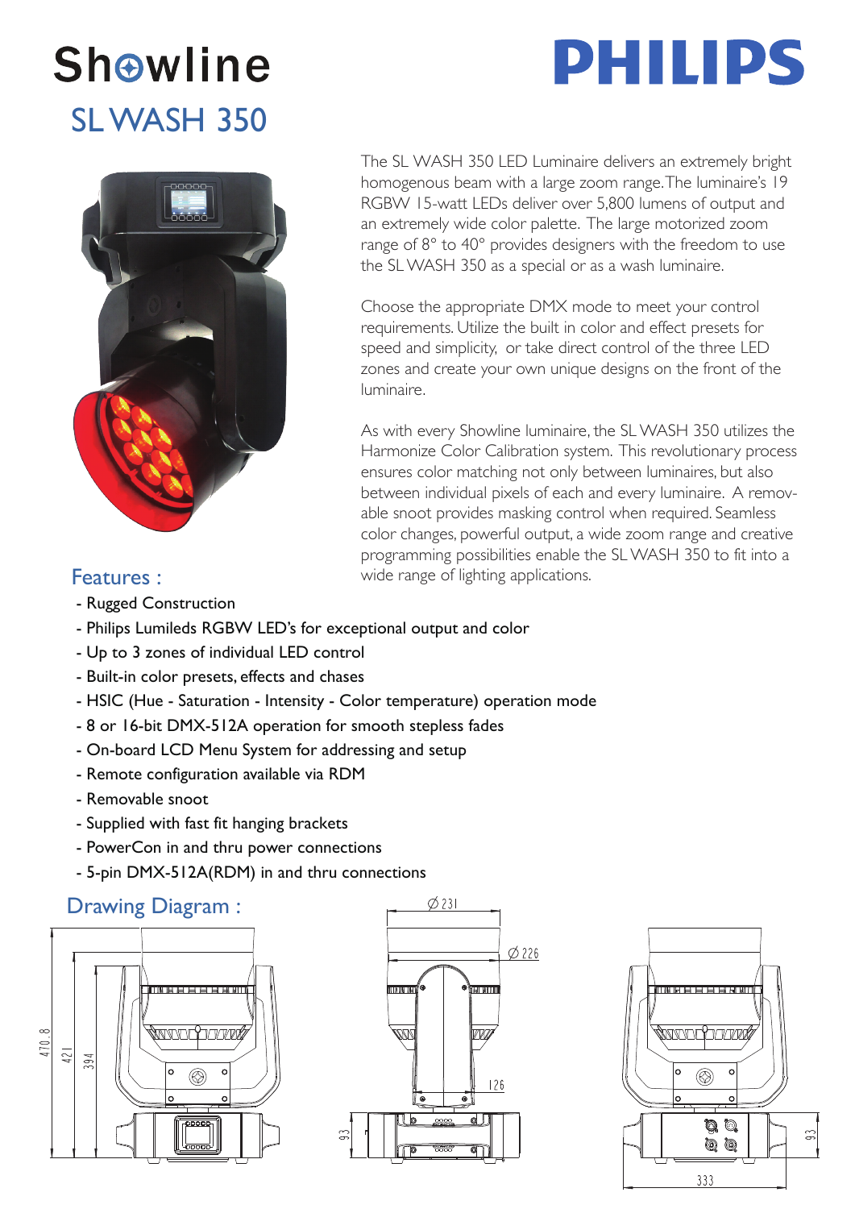# Showline

# SL WASH 350

PHILIPS

The SL WASH 350 LED Luminaire delivers an extremely bright homogenous beam with a large zoom range. The luminaire's 19 RGBW 15-watt LEDs deliver over 5,800 lumens of output and an extremely wide color palette. The large motorized zoom range of 8° to 40° provides designers with the freedom to use the SL WASH 350 as a special or as a wash luminaire.

Choose the appropriate DMX mode to meet your control requirements. Utilize the built in color and effect presets for speed and simplicity, or take direct control of the three LED zones and create your own unique designs on the front of the luminaire.

As with every Showline luminaire, the SL WASH 350 utilizes the Harmonize Color Calibration system. This revolutionary process ensures color matching not only between luminaires, but also between individual pixels of each and every luminaire. A removable snoot provides masking control when required. Seamless color changes, powerful output, a wide zoom range and creative programming possibilities enable the SL WASH 350 to fit into a wide range of lighting applications.

## Features :

- Rugged Construction
- Philips Lumileds RGBW LED's for exceptional output and color
- Up to 3 zones of individual LED control
- Built-in color presets, effects and chases
- HSIC (Hue - Saturation - Intensity - Color temperature) operation mode
- 8 or 16-bit DMX-512A operation for smooth stepless fades
- On-board LCD Menu System for addressing and setup
- Remote configuration available via RDM
- Removable snoot
- Supplied with fast fit hanging brackets
- PowerCon in and thru power connections
- 5-pin DMX-512A(RDM) in and thru connections

## Drawing Diagram :

470.8, 421, 394, Ø231, Ø226, 126, 93, 93, 333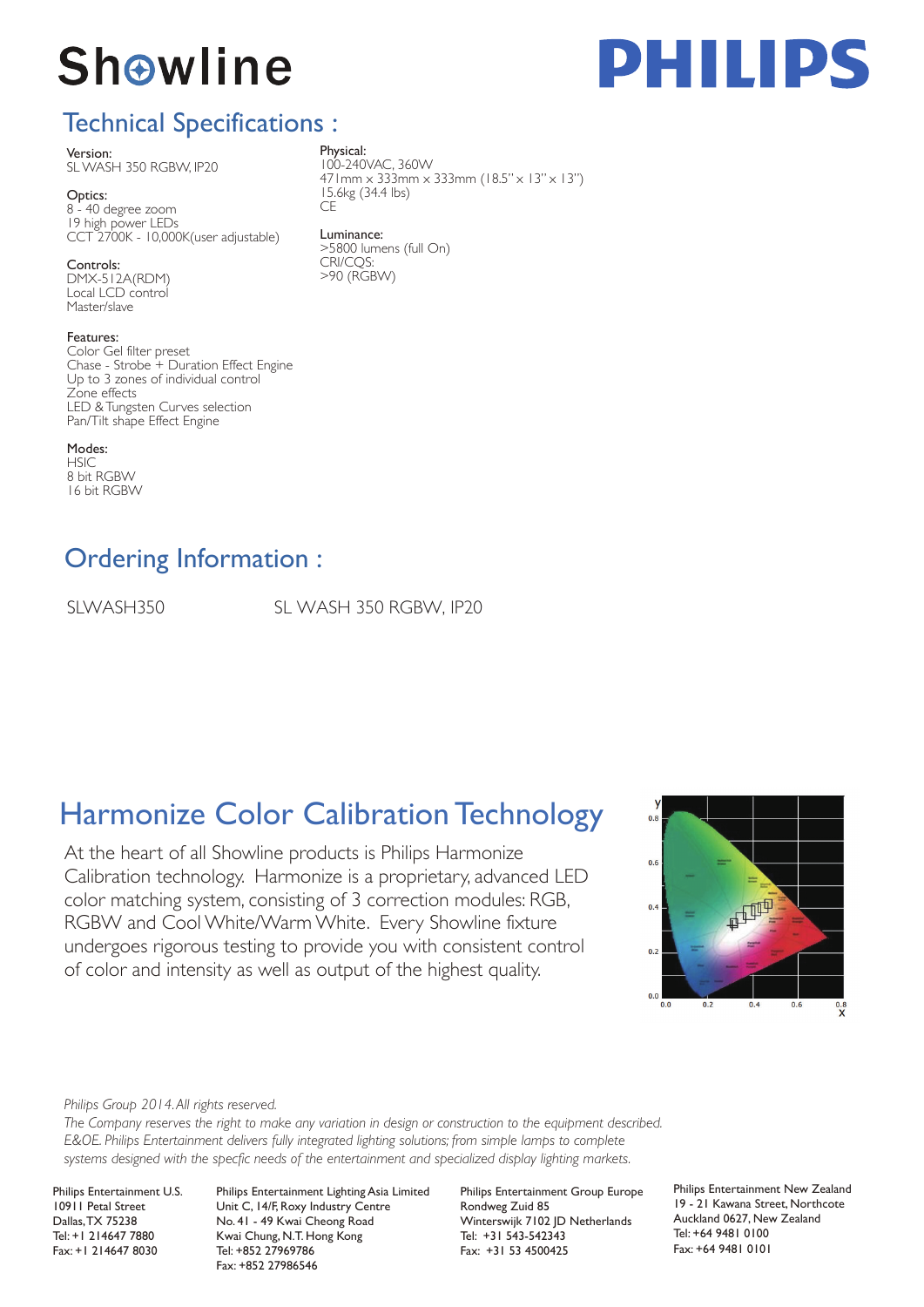# Showline

# PHILIPS

## Technical Specifications :

Version:
SL WASH 350 RGBW, IP20

Optics:
8 - 40 degree zoom
19 high power LEDs
CCT 2700K - 10,000K(user adjustable)

Controls:
DMX-512A(RDM)
Local LCD control
Master/slave

Features:
Color Gel filter preset
Chase - Strobe + Duration Effect Engine
Up to 3 zones of individual control
Zone effects
LED & Tungsten Curves selection
Pan/Tilt shape Effect Engine

Modes:
HSIC
8 bit RGBW
16 bit RGBW

Physical:
100-240VAC, 360W
471mm x 333mm x 333mm (18.5" x 13" x 13")
15.6kg (34.4 lbs)
CE

Luminance:
>5800 lumens (full On)
CRI/CQS:
>90 (RGBW)

## Ordering Information :

| | |
|---|---|
| SLWASH350 | SL WASH 350 RGBW, IP20 |

## Harmonize Color Calibration Technology

At the heart of all Showline products is Philips Harmonize Calibration technology. Harmonize is a proprietary, advanced LED color matching system, consisting of 3 correction modules: RGB, RGBW and Cool White/Warm White. Every Showline fixture undergoes rigorous testing to provide you with consistent control of color and intensity as well as output of the highest quality.

y
0.8
0.6
0.4
0.2
0.0
0.0
0.2
0.4
0.6
0.8
x

*Philips Group 2014. All rights reserved.*
*The Company reserves the right to make any variation in design or construction to the equipment described. E&OE. Philips Entertainment delivers fully integrated lighting solutions; from simple lamps to complete systems designed with the specfic needs of the entertainment and specialized display lighting markets.*

Philips Entertainment U.S.
10911 Petal Street
Dallas, TX 75238
Tel: +1 214647 7880
Fax: +1 214647 8030

Philips Entertainment Lighting Asia Limited
Unit C, 14/F, Roxy Industry Centre
No. 41 - 49 Kwai Cheong Road
Kwai Chung, N.T. Hong Kong
Tel: +852 27969786
Fax: +852 27986546

Philips Entertainment Group Europe
Rondweg Zuid 85
Winterswijk 7102 JD Netherlands
Tel: +31 543-542343
Fax: +31 53 4500425

Philips Entertainment New Zealand
19 - 21 Kawana Street, Northcote
Auckland 0627, New Zealand
Tel: +64 9481 0100
Fax: +64 9481 0101